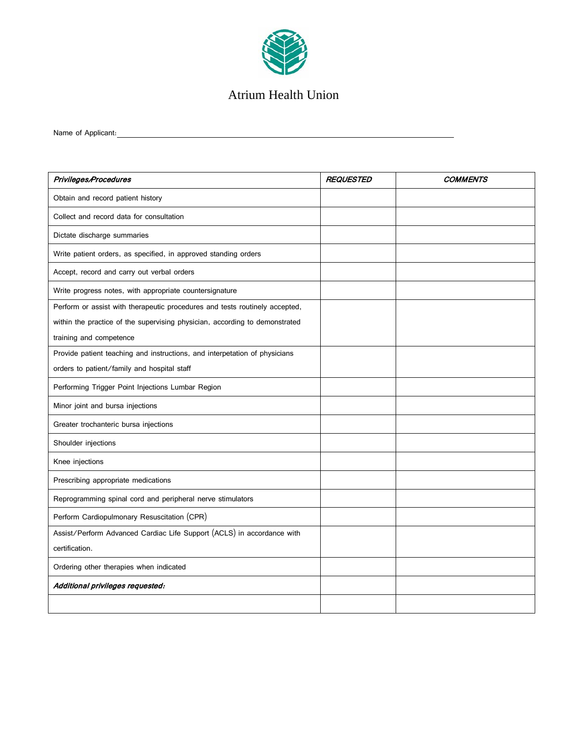# Atrium Health Union

Name of Applicant: ______________________________________________

| *Privileges/Procedures* | *REQUESTED* | *COMMENTS* |
|---|---|---|
| Obtain and record patient history | | |
| Collect and record data for consultation | | |
| Dictate discharge summaries | | |
| Write patient orders, as specified, in approved standing orders | | |
| Accept, record and carry out verbal orders | | |
| Write progress notes, with appropriate countersignature | | |
| Perform or assist with therapeutic procedures and tests routinely accepted, within the practice of the supervising physician, according to demonstrated training and competence | | |
| Provide patient teaching and instructions, and interpetation of physicians orders to patient/family and hospital staff | | |
| Performing Trigger Point Injections Lumbar Region | | |
| Minor joint and bursa injections | | |
| Greater trochanteric bursa injections | | |
| Shoulder injections | | |
| Knee injections | | |
| Prescribing appropriate medications | | |
| Reprogramming spinal cord and peripheral nerve stimulators | | |
| Perform Cardiopulmonary Resuscitation (CPR) | | |
| Assist/Perform Advanced Cardiac Life Support (ACLS) in accordance with certification. | | |
| Ordering other therapies when indicated | | |
| ***Additional privileges requested:*** | | |
| | | |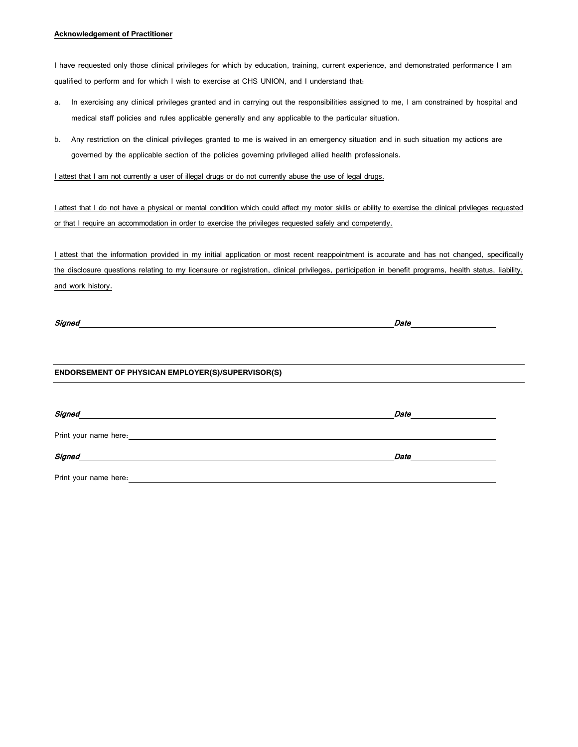**Acknowledgement of Practitioner**

I have requested only those clinical privileges for which by education, training, current experience, and demonstrated performance I am qualified to perform and for which I wish to exercise at CHS UNION, and I understand that:

a. In exercising any clinical privileges granted and in carrying out the responsibilities assigned to me, I am constrained by hospital and medical staff policies and rules applicable generally and any applicable to the particular situation.

b. Any restriction on the clinical privileges granted to me is waived in an emergency situation and in such situation my actions are governed by the applicable section of the policies governing privileged allied health professionals.

I attest that I am not currently a user of illegal drugs or do not currently abuse the use of legal drugs.

I attest that I do not have a physical or mental condition which could affect my motor skills or ability to exercise the clinical privileges requested or that I require an accommodation in order to exercise the privileges requested safely and competently.

I attest that the information provided in my initial application or most recent reappointment is accurate and has not changed, specifically the disclosure questions relating to my licensure or registration, clinical privileges, participation in benefit programs, health status, liability, and work history.

***Signed*** ______________________________ ***Date*** ____________

**ENDORSEMENT OF PHYSICAN EMPLOYER(S)/SUPERVISOR(S)**

***Signed*** ______________________________ ***Date*** ____________

Print your name here: ______________________________

***Signed*** ______________________________ ***Date*** ____________

Print your name here: ______________________________